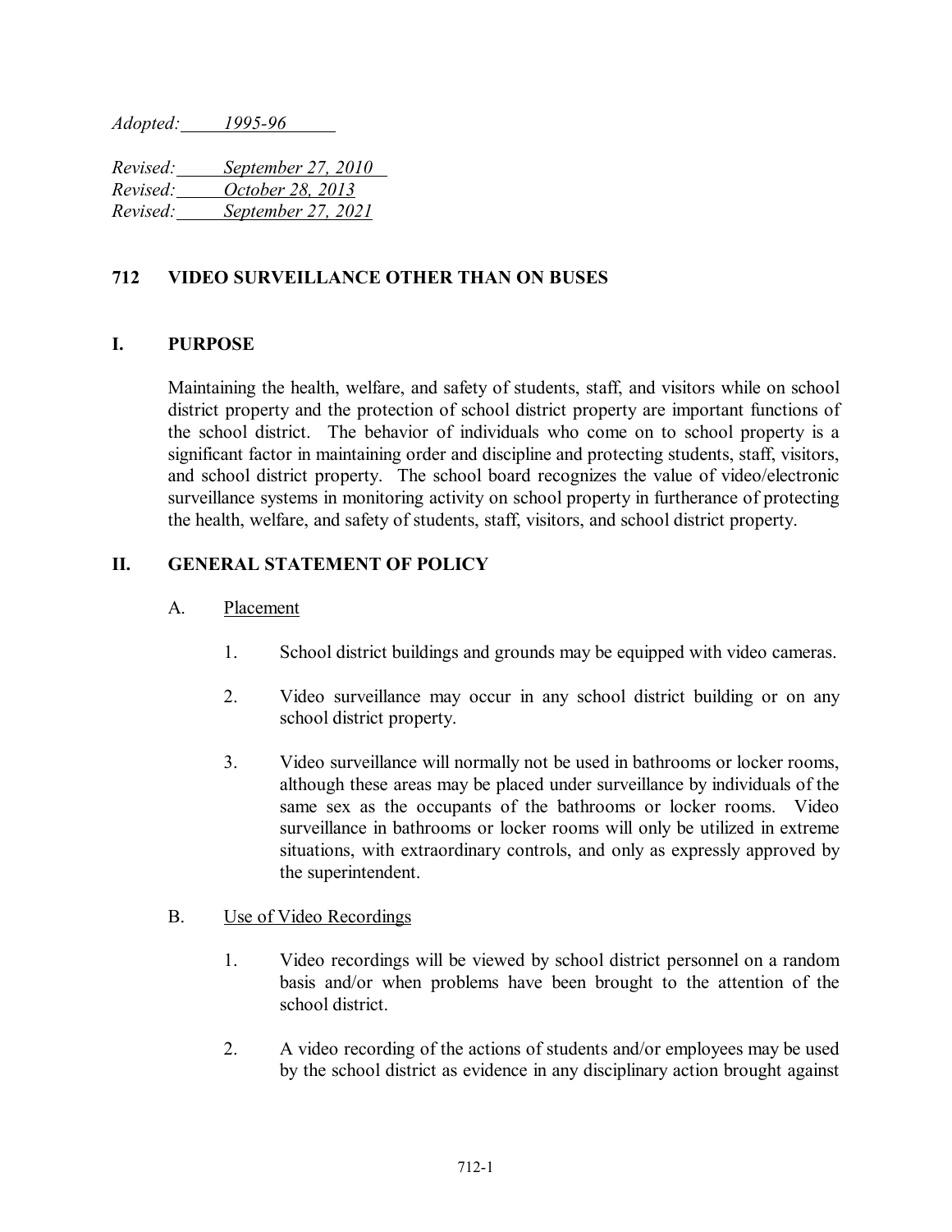*Adopted: 1995-96*

*Revised: September 27, 2010*
*Revised: October 28, 2013*
*Revised: September 27, 2021*

## 712 VIDEO SURVEILLANCE OTHER THAN ON BUSES

### I. PURPOSE

Maintaining the health, welfare, and safety of students, staff, and visitors while on school district property and the protection of school district property are important functions of the school district. The behavior of individuals who come on to school property is a significant factor in maintaining order and discipline and protecting students, staff, visitors, and school district property. The school board recognizes the value of video/electronic surveillance systems in monitoring activity on school property in furtherance of protecting the health, welfare, and safety of students, staff, visitors, and school district property.

### II. GENERAL STATEMENT OF POLICY

A. Placement

1. School district buildings and grounds may be equipped with video cameras.

2. Video surveillance may occur in any school district building or on any school district property.

3. Video surveillance will normally not be used in bathrooms or locker rooms, although these areas may be placed under surveillance by individuals of the same sex as the occupants of the bathrooms or locker rooms. Video surveillance in bathrooms or locker rooms will only be utilized in extreme situations, with extraordinary controls, and only as expressly approved by the superintendent.

B. Use of Video Recordings

1. Video recordings will be viewed by school district personnel on a random basis and/or when problems have been brought to the attention of the school district.

2. A video recording of the actions of students and/or employees may be used by the school district as evidence in any disciplinary action brought against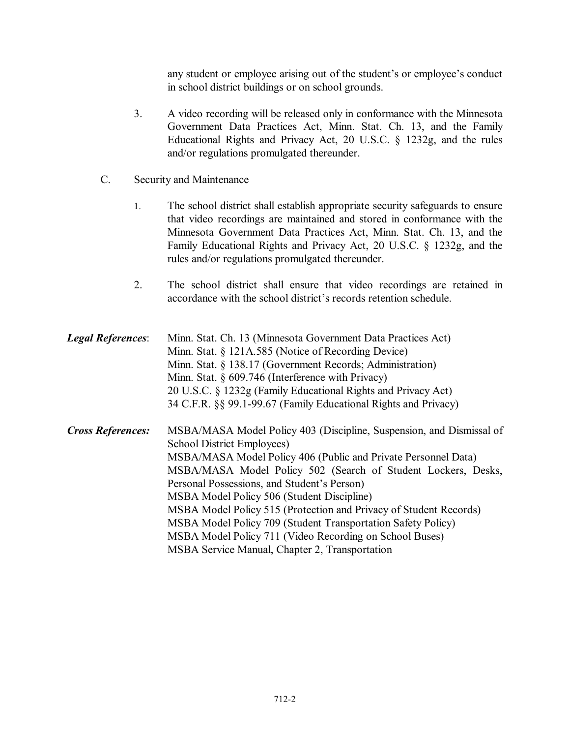any student or employee arising out of the student's or employee's conduct in school district buildings or on school grounds.

3. A video recording will be released only in conformance with the Minnesota Government Data Practices Act, Minn. Stat. Ch. 13, and the Family Educational Rights and Privacy Act, 20 U.S.C. § 1232g, and the rules and/or regulations promulgated thereunder.

C. Security and Maintenance

1. The school district shall establish appropriate security safeguards to ensure that video recordings are maintained and stored in conformance with the Minnesota Government Data Practices Act, Minn. Stat. Ch. 13, and the Family Educational Rights and Privacy Act, 20 U.S.C. § 1232g, and the rules and/or regulations promulgated thereunder.

2. The school district shall ensure that video recordings are retained in accordance with the school district's records retention schedule.

***Legal References*:**
Minn. Stat. Ch. 13 (Minnesota Government Data Practices Act)
Minn. Stat. § 121A.585 (Notice of Recording Device)
Minn. Stat. § 138.17 (Government Records; Administration)
Minn. Stat. § 609.746 (Interference with Privacy)
20 U.S.C. § 1232g (Family Educational Rights and Privacy Act)
34 C.F.R. §§ 99.1-99.67 (Family Educational Rights and Privacy)

***Cross References:***
MSBA/MASA Model Policy 403 (Discipline, Suspension, and Dismissal of School District Employees)
MSBA/MASA Model Policy 406 (Public and Private Personnel Data)
MSBA/MASA Model Policy 502 (Search of Student Lockers, Desks, Personal Possessions, and Student's Person)
MSBA Model Policy 506 (Student Discipline)
MSBA Model Policy 515 (Protection and Privacy of Student Records)
MSBA Model Policy 709 (Student Transportation Safety Policy)
MSBA Model Policy 711 (Video Recording on School Buses)
MSBA Service Manual, Chapter 2, Transportation